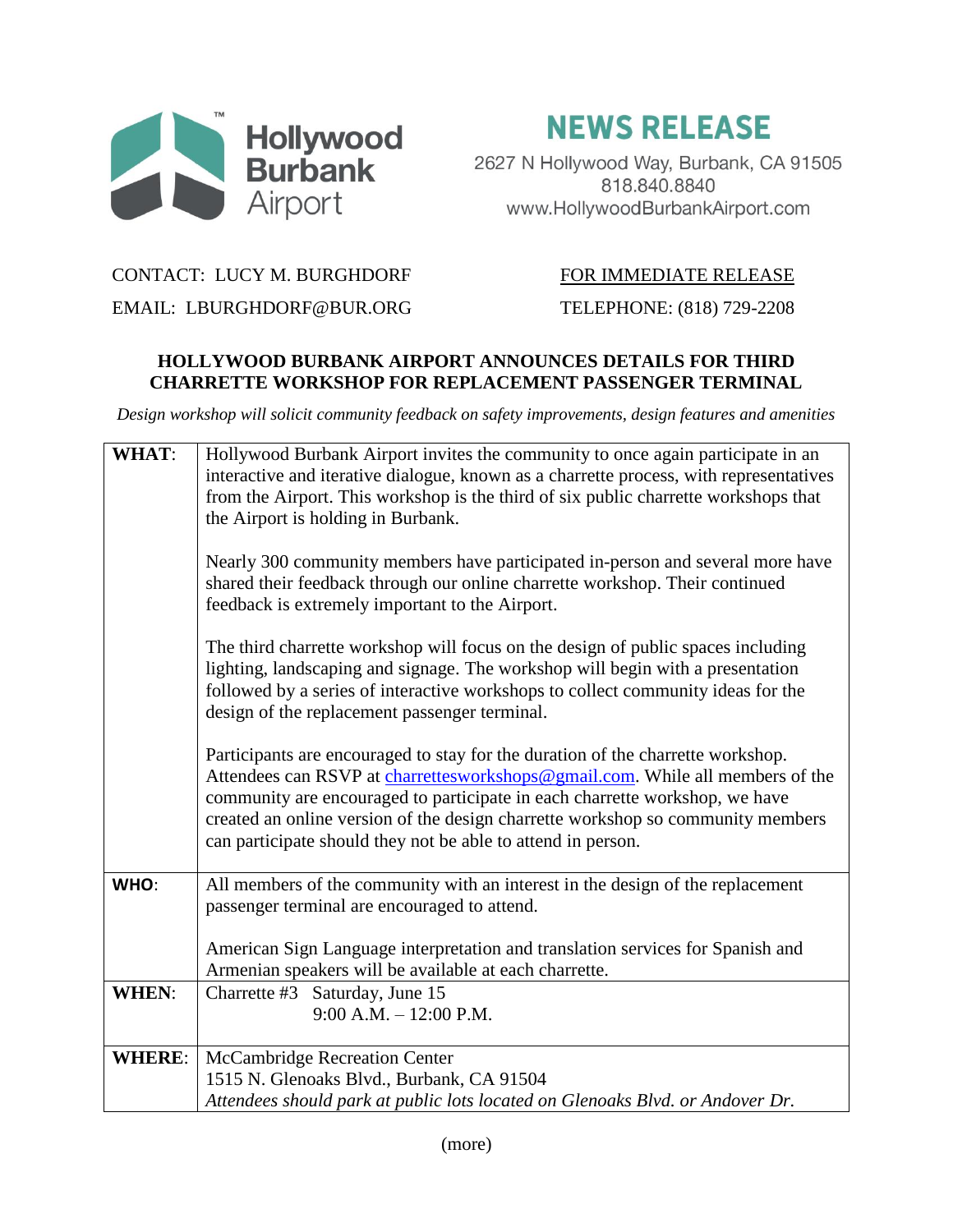Hollywood Burbank Airport

# NEWS RELEASE

2627 N Hollywood Way, Burbank, CA 91505
818.840.8840
www.HollywoodBurbankAirport.com

CONTACT: LUCY M. BURGHDORF
EMAIL: LBURGHDORF@BUR.ORG

FOR IMMEDIATE RELEASE
TELEPHONE: (818) 729-2208

## HOLLYWOOD BURBANK AIRPORT ANNOUNCES DETAILS FOR THIRD CHARRETTE WORKSHOP FOR REPLACEMENT PASSENGER TERMINAL

*Design workshop will solicit community feedback on safety improvements, design features and amenities*

| | |
|---|---|
| **WHAT**: | Hollywood Burbank Airport invites the community to once again participate in an interactive and iterative dialogue, known as a charrette process, with representatives from the Airport. This workshop is the third of six public charrette workshops that the Airport is holding in Burbank.<br><br>Nearly 300 community members have participated in-person and several more have shared their feedback through our online charrette workshop. Their continued feedback is extremely important to the Airport.<br><br>The third charrette workshop will focus on the design of public spaces including lighting, landscaping and signage. The workshop will begin with a presentation followed by a series of interactive workshops to collect community ideas for the design of the replacement passenger terminal.<br><br>Participants are encouraged to stay for the duration of the charrette workshop. Attendees can RSVP at charretteworkshops@gmail.com. While all members of the community are encouraged to participate in each charrette workshop, we have created an online version of the design charrette workshop so community members can participate should they not be able to attend in person. |
| **WHO**: | All members of the community with an interest in the design of the replacement passenger terminal are encouraged to attend.<br><br>American Sign Language interpretation and translation services for Spanish and Armenian speakers will be available at each charrette. |
| **WHEN**: | Charrette #3 Saturday, June 15<br>9:00 A.M. – 12:00 P.M. |
| **WHERE**: | McCambridge Recreation Center<br>1515 N. Glenoaks Blvd., Burbank, CA 91504<br>*Attendees should park at public lots located on Glenoaks Blvd. or Andover Dr.* |

(more)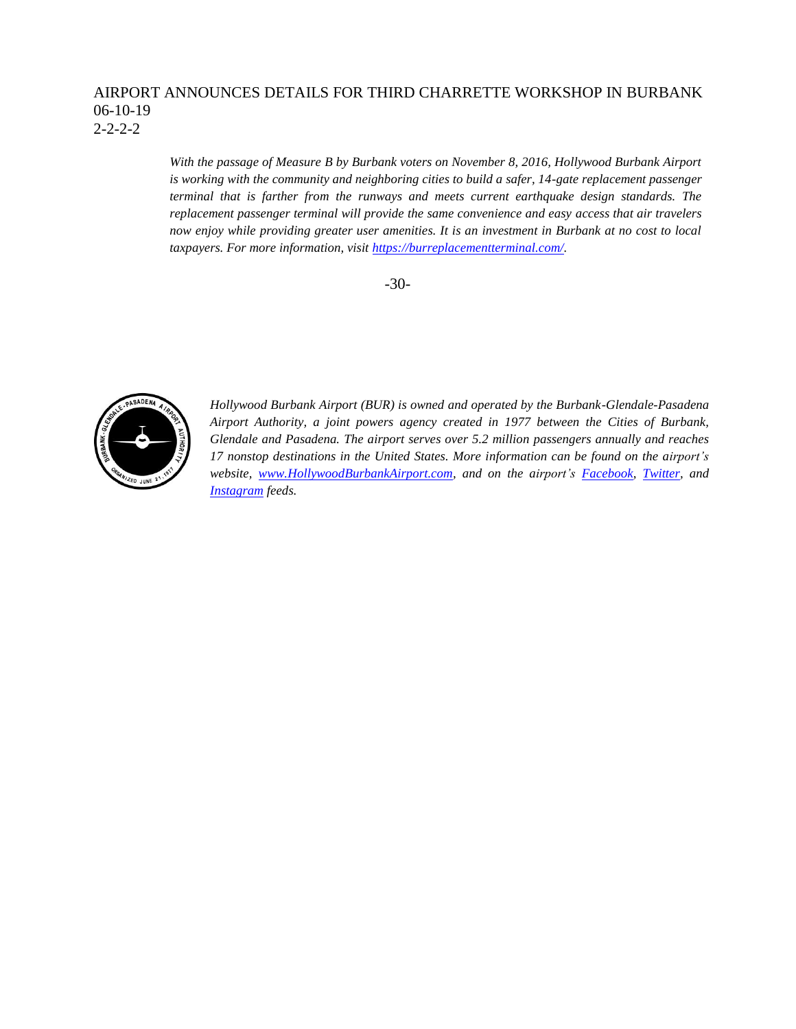*With the passage of Measure B by Burbank voters on November 8, 2016, Hollywood Burbank Airport is working with the community and neighboring cities to build a safer, 14-gate replacement passenger terminal that is farther from the runways and meets current earthquake design standards. The replacement passenger terminal will provide the same convenience and easy access that air travelers now enjoy while providing greater user amenities. It is an investment in Burbank at no cost to local taxpayers. For more information, visit [https://burreplacementterminal.com/](https://burreplacementterminal.com/).*

-30-

*Hollywood Burbank Airport (BUR) is owned and operated by the Burbank-Glendale-Pasadena Airport Authority, a joint powers agency created in 1977 between the Cities of Burbank, Glendale and Pasadena. The airport serves over 5.2 million passengers annually and reaches 17 nonstop destinations in the United States. More information can be found on the airport's website, [www.HollywoodBurbankAirport.com](www.HollywoodBurbankAirport.com), and on the airport's Facebook, Twitter, and Instagram feeds.*